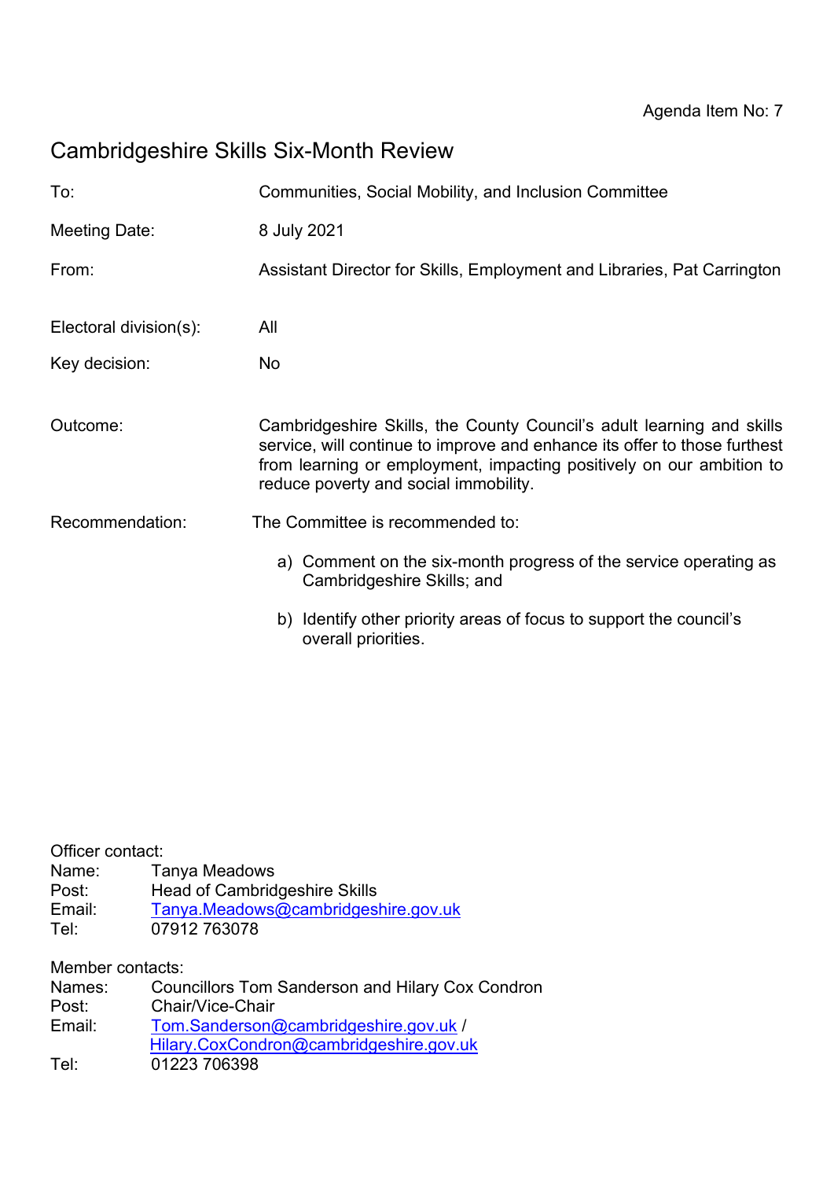Agenda Item No: 7

# Cambridgeshire Skills Six-Month Review

| | |
|---|---|
| To: | Communities, Social Mobility, and Inclusion Committee |
| Meeting Date: | 8 July 2021 |
| From: | Assistant Director for Skills, Employment and Libraries, Pat Carrington |
| Electoral division(s): | All |
| Key decision: | No |
| Outcome: | Cambridgeshire Skills, the County Council's adult learning and skills service, will continue to improve and enhance its offer to those furthest from learning or employment, impacting positively on our ambition to reduce poverty and social immobility. |
| Recommendation: | The Committee is recommended to: |

a) Comment on the six-month progress of the service operating as Cambridgeshire Skills; and

b) Identify other priority areas of focus to support the council's overall priorities.

Officer contact:
Name: Tanya Meadows
Post: Head of Cambridgeshire Skills
Email: Tanya.Meadows@cambridgeshire.gov.uk
Tel: 07912 763078

Member contacts:
Names: Councillors Tom Sanderson and Hilary Cox Condron
Post: Chair/Vice-Chair
Email: Tom.Sanderson@cambridgeshire.gov.uk / Hilary.CoxCondron@cambridgeshire.gov.uk
Tel: 01223 706398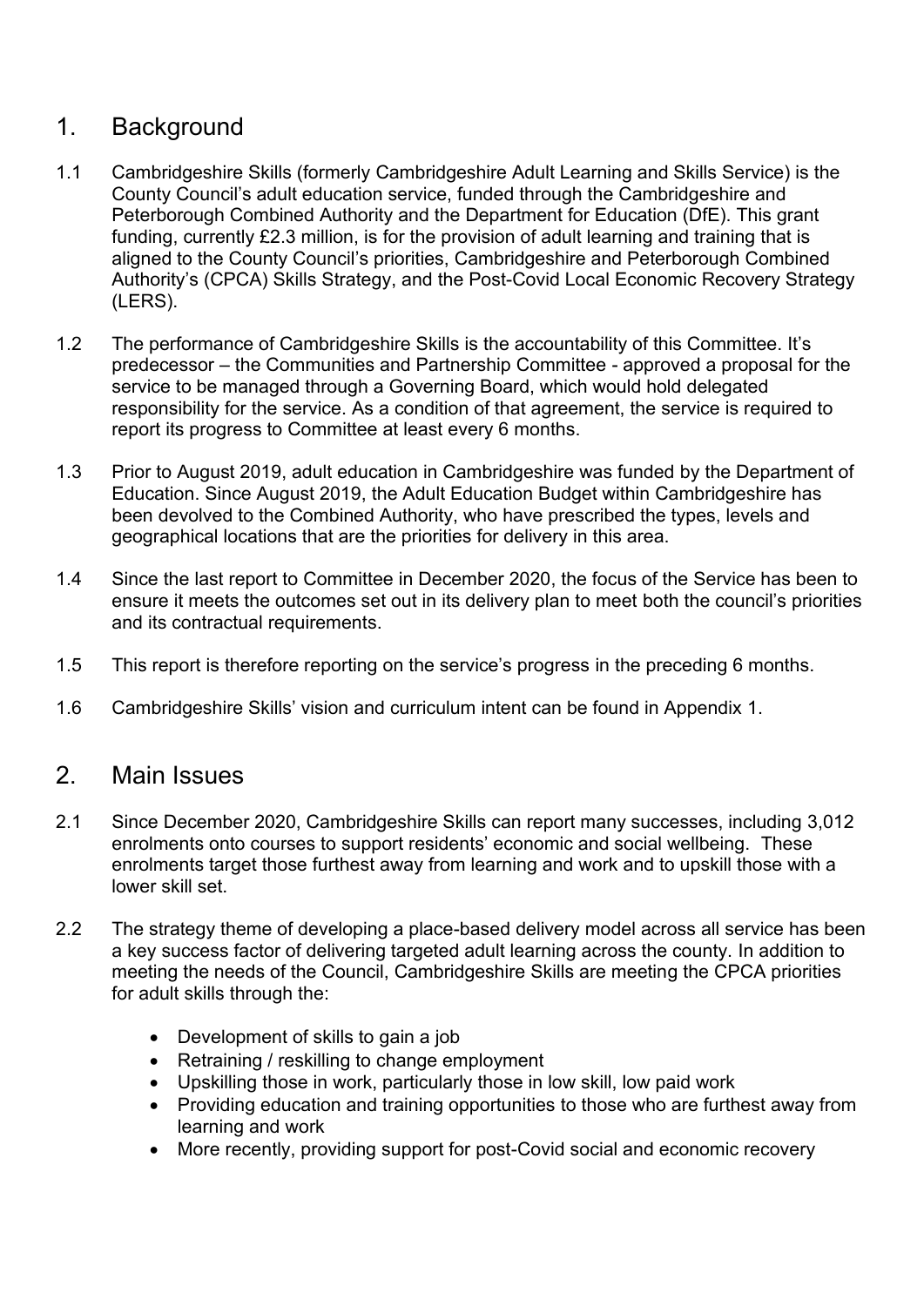## 1. Background

1.1 Cambridgeshire Skills (formerly Cambridgeshire Adult Learning and Skills Service) is the County Council's adult education service, funded through the Cambridgeshire and Peterborough Combined Authority and the Department for Education (DfE). This grant funding, currently £2.3 million, is for the provision of adult learning and training that is aligned to the County Council's priorities, Cambridgeshire and Peterborough Combined Authority's (CPCA) Skills Strategy, and the Post-Covid Local Economic Recovery Strategy (LERS).

1.2 The performance of Cambridgeshire Skills is the accountability of this Committee. It's predecessor – the Communities and Partnership Committee - approved a proposal for the service to be managed through a Governing Board, which would hold delegated responsibility for the service. As a condition of that agreement, the service is required to report its progress to Committee at least every 6 months.

1.3 Prior to August 2019, adult education in Cambridgeshire was funded by the Department of Education. Since August 2019, the Adult Education Budget within Cambridgeshire has been devolved to the Combined Authority, who have prescribed the types, levels and geographical locations that are the priorities for delivery in this area.

1.4 Since the last report to Committee in December 2020, the focus of the Service has been to ensure it meets the outcomes set out in its delivery plan to meet both the council's priorities and its contractual requirements.

1.5 This report is therefore reporting on the service's progress in the preceding 6 months.

1.6 Cambridgeshire Skills' vision and curriculum intent can be found in Appendix 1.

## 2. Main Issues

2.1 Since December 2020, Cambridgeshire Skills can report many successes, including 3,012 enrolments onto courses to support residents' economic and social wellbeing. These enrolments target those furthest away from learning and work and to upskill those with a lower skill set.

2.2 The strategy theme of developing a place-based delivery model across all service has been a key success factor of delivering targeted adult learning across the county. In addition to meeting the needs of the Council, Cambridgeshire Skills are meeting the CPCA priorities for adult skills through the:

- Development of skills to gain a job
- Retraining / reskilling to change employment
- Upskilling those in work, particularly those in low skill, low paid work
- Providing education and training opportunities to those who are furthest away from learning and work
- More recently, providing support for post-Covid social and economic recovery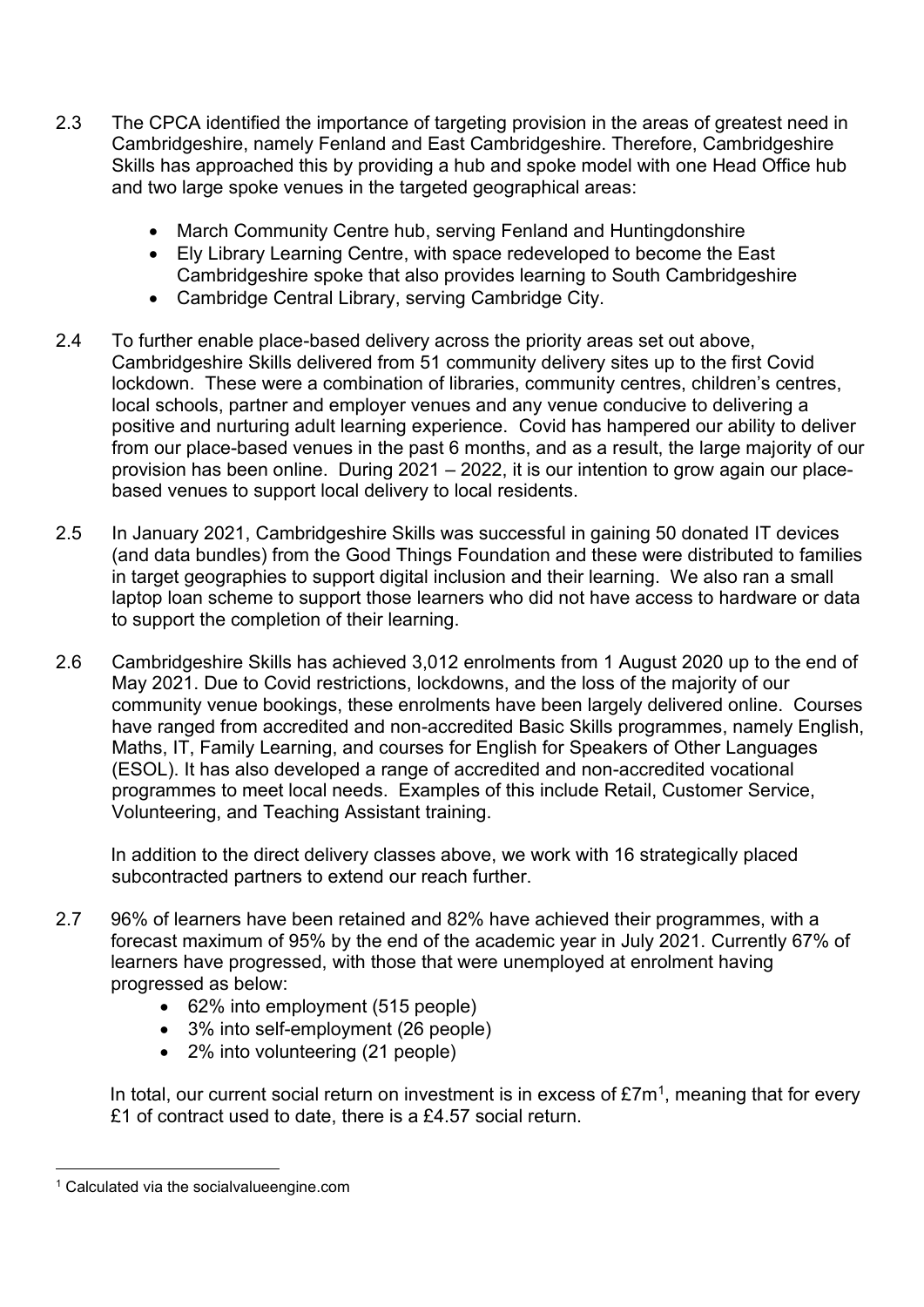2.3 The CPCA identified the importance of targeting provision in the areas of greatest need in Cambridgeshire, namely Fenland and East Cambridgeshire. Therefore, Cambridgeshire Skills has approached this by providing a hub and spoke model with one Head Office hub and two large spoke venues in the targeted geographical areas:

- March Community Centre hub, serving Fenland and Huntingdonshire
- Ely Library Learning Centre, with space redeveloped to become the East Cambridgeshire spoke that also provides learning to South Cambridgeshire
- Cambridge Central Library, serving Cambridge City.

2.4 To further enable place-based delivery across the priority areas set out above, Cambridgeshire Skills delivered from 51 community delivery sites up to the first Covid lockdown. These were a combination of libraries, community centres, children's centres, local schools, partner and employer venues and any venue conducive to delivering a positive and nurturing adult learning experience. Covid has hampered our ability to deliver from our place-based venues in the past 6 months, and as a result, the large majority of our provision has been online. During 2021 – 2022, it is our intention to grow again our place-based venues to support local delivery to local residents.

2.5 In January 2021, Cambridgeshire Skills was successful in gaining 50 donated IT devices (and data bundles) from the Good Things Foundation and these were distributed to families in target geographies to support digital inclusion and their learning. We also ran a small laptop loan scheme to support those learners who did not have access to hardware or data to support the completion of their learning.

2.6 Cambridgeshire Skills has achieved 3,012 enrolments from 1 August 2020 up to the end of May 2021. Due to Covid restrictions, lockdowns, and the loss of the majority of our community venue bookings, these enrolments have been largely delivered online. Courses have ranged from accredited and non-accredited Basic Skills programmes, namely English, Maths, IT, Family Learning, and courses for English for Speakers of Other Languages (ESOL). It has also developed a range of accredited and non-accredited vocational programmes to meet local needs. Examples of this include Retail, Customer Service, Volunteering, and Teaching Assistant training.

In addition to the direct delivery classes above, we work with 16 strategically placed subcontracted partners to extend our reach further.

2.7 96% of learners have been retained and 82% have achieved their programmes, with a forecast maximum of 95% by the end of the academic year in July 2021. Currently 67% of learners have progressed, with those that were unemployed at enrolment having progressed as below:

- 62% into employment (515 people)
- 3% into self-employment (26 people)
- 2% into volunteering (21 people)

In total, our current social return on investment is in excess of £7m[1], meaning that for every £1 of contract used to date, there is a £4.57 social return.

[1] Calculated via the socialvalueengine.com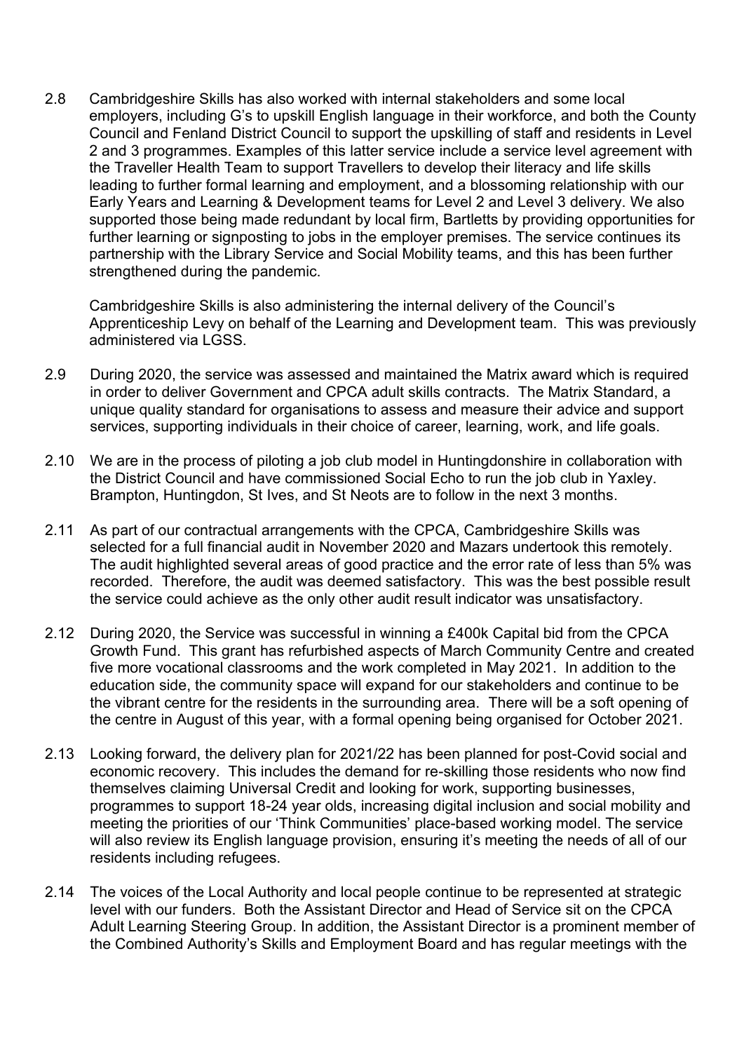2.8 Cambridgeshire Skills has also worked with internal stakeholders and some local employers, including G's to upskill English language in their workforce, and both the County Council and Fenland District Council to support the upskilling of staff and residents in Level 2 and 3 programmes. Examples of this latter service include a service level agreement with the Traveller Health Team to support Travellers to develop their literacy and life skills leading to further formal learning and employment, and a blossoming relationship with our Early Years and Learning & Development teams for Level 2 and Level 3 delivery. We also supported those being made redundant by local firm, Bartletts by providing opportunities for further learning or signposting to jobs in the employer premises. The service continues its partnership with the Library Service and Social Mobility teams, and this has been further strengthened during the pandemic.

Cambridgeshire Skills is also administering the internal delivery of the Council's Apprenticeship Levy on behalf of the Learning and Development team. This was previously administered via LGSS.

2.9 During 2020, the service was assessed and maintained the Matrix award which is required in order to deliver Government and CPCA adult skills contracts. The Matrix Standard, a unique quality standard for organisations to assess and measure their advice and support services, supporting individuals in their choice of career, learning, work, and life goals.

2.10 We are in the process of piloting a job club model in Huntingdonshire in collaboration with the District Council and have commissioned Social Echo to run the job club in Yaxley. Brampton, Huntingdon, St Ives, and St Neots are to follow in the next 3 months.

2.11 As part of our contractual arrangements with the CPCA, Cambridgeshire Skills was selected for a full financial audit in November 2020 and Mazars undertook this remotely. The audit highlighted several areas of good practice and the error rate of less than 5% was recorded. Therefore, the audit was deemed satisfactory. This was the best possible result the service could achieve as the only other audit result indicator was unsatisfactory.

2.12 During 2020, the Service was successful in winning a £400k Capital bid from the CPCA Growth Fund. This grant has refurbished aspects of March Community Centre and created five more vocational classrooms and the work completed in May 2021. In addition to the education side, the community space will expand for our stakeholders and continue to be the vibrant centre for the residents in the surrounding area. There will be a soft opening of the centre in August of this year, with a formal opening being organised for October 2021.

2.13 Looking forward, the delivery plan for 2021/22 has been planned for post-Covid social and economic recovery. This includes the demand for re-skilling those residents who now find themselves claiming Universal Credit and looking for work, supporting businesses, programmes to support 18-24 year olds, increasing digital inclusion and social mobility and meeting the priorities of our 'Think Communities' place-based working model. The service will also review its English language provision, ensuring it's meeting the needs of all of our residents including refugees.

2.14 The voices of the Local Authority and local people continue to be represented at strategic level with our funders. Both the Assistant Director and Head of Service sit on the CPCA Adult Learning Steering Group. In addition, the Assistant Director is a prominent member of the Combined Authority's Skills and Employment Board and has regular meetings with the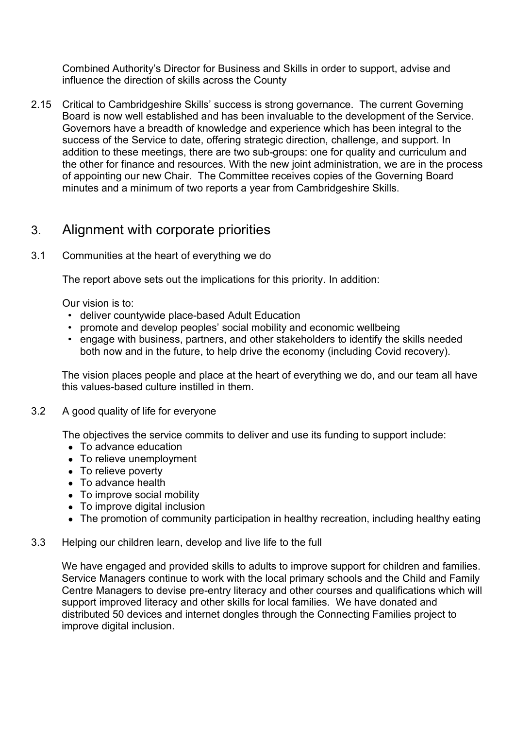Combined Authority's Director for Business and Skills in order to support, advise and influence the direction of skills across the County

2.15 Critical to Cambridgeshire Skills' success is strong governance. The current Governing Board is now well established and has been invaluable to the development of the Service. Governors have a breadth of knowledge and experience which has been integral to the success of the Service to date, offering strategic direction, challenge, and support. In addition to these meetings, there are two sub-groups: one for quality and curriculum and the other for finance and resources. With the new joint administration, we are in the process of appointing our new Chair. The Committee receives copies of the Governing Board minutes and a minimum of two reports a year from Cambridgeshire Skills.

## 3. Alignment with corporate priorities

3.1 Communities at the heart of everything we do

The report above sets out the implications for this priority. In addition:

Our vision is to:

- deliver countywide place-based Adult Education
- promote and develop peoples' social mobility and economic wellbeing
- engage with business, partners, and other stakeholders to identify the skills needed both now and in the future, to help drive the economy (including Covid recovery).

The vision places people and place at the heart of everything we do, and our team all have this values-based culture instilled in them.

3.2 A good quality of life for everyone

The objectives the service commits to deliver and use its funding to support include:

- To advance education
- To relieve unemployment
- To relieve poverty
- To advance health
- To improve social mobility
- To improve digital inclusion
- The promotion of community participation in healthy recreation, including healthy eating

3.3 Helping our children learn, develop and live life to the full

We have engaged and provided skills to adults to improve support for children and families. Service Managers continue to work with the local primary schools and the Child and Family Centre Managers to devise pre-entry literacy and other courses and qualifications which will support improved literacy and other skills for local families. We have donated and distributed 50 devices and internet dongles through the Connecting Families project to improve digital inclusion.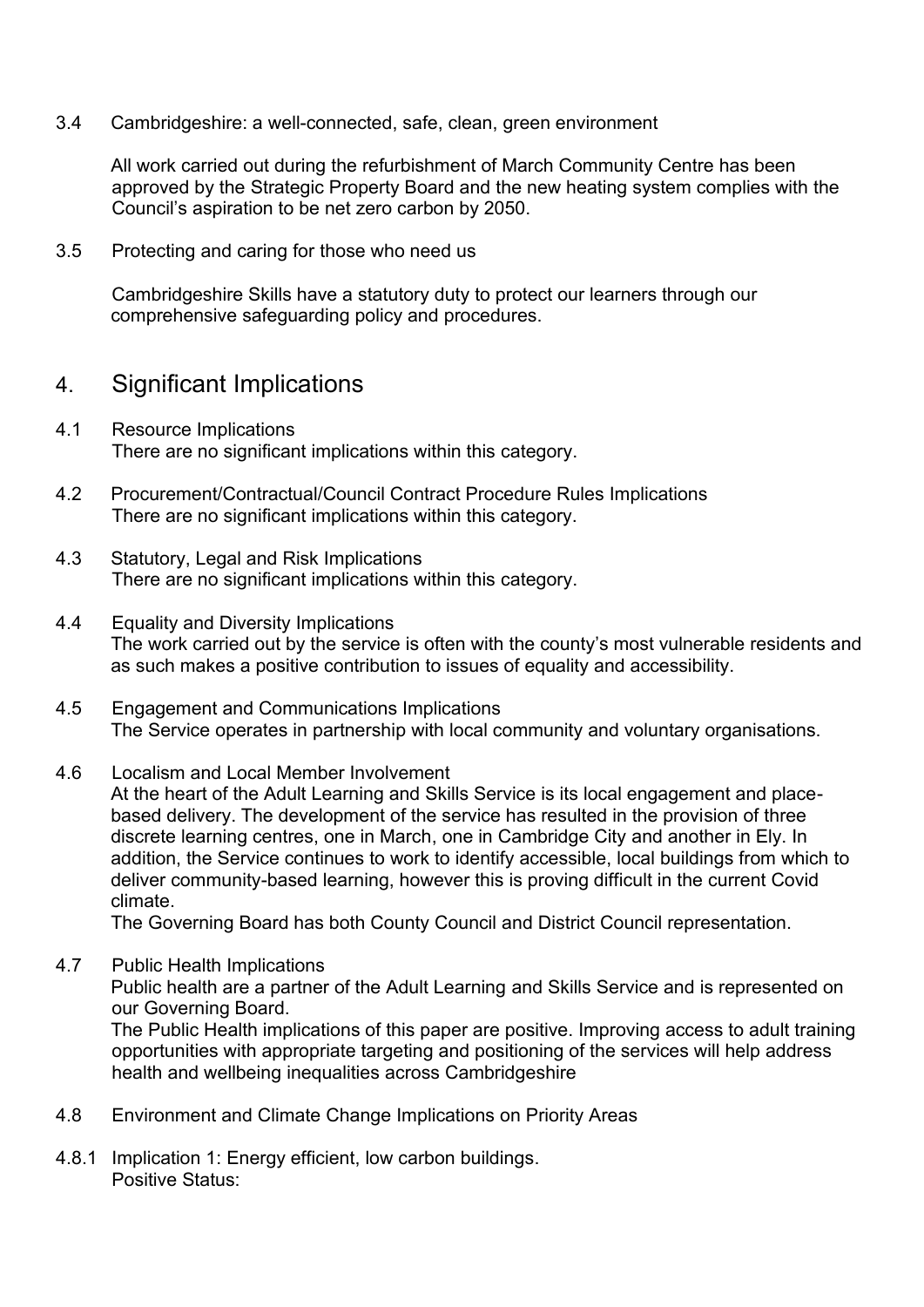3.4 Cambridgeshire: a well-connected, safe, clean, green environment

All work carried out during the refurbishment of March Community Centre has been approved by the Strategic Property Board and the new heating system complies with the Council's aspiration to be net zero carbon by 2050.

3.5 Protecting and caring for those who need us

Cambridgeshire Skills have a statutory duty to protect our learners through our comprehensive safeguarding policy and procedures.

## 4. Significant Implications

4.1 Resource Implications
There are no significant implications within this category.

4.2 Procurement/Contractual/Council Contract Procedure Rules Implications
There are no significant implications within this category.

4.3 Statutory, Legal and Risk Implications
There are no significant implications within this category.

4.4 Equality and Diversity Implications
The work carried out by the service is often with the county's most vulnerable residents and as such makes a positive contribution to issues of equality and accessibility.

4.5 Engagement and Communications Implications
The Service operates in partnership with local community and voluntary organisations.

4.6 Localism and Local Member Involvement
At the heart of the Adult Learning and Skills Service is its local engagement and place-based delivery. The development of the service has resulted in the provision of three discrete learning centres, one in March, one in Cambridge City and another in Ely. In addition, the Service continues to work to identify accessible, local buildings from which to deliver community-based learning, however this is proving difficult in the current Covid climate.
The Governing Board has both County Council and District Council representation.

4.7 Public Health Implications
Public health are a partner of the Adult Learning and Skills Service and is represented on our Governing Board.
The Public Health implications of this paper are positive. Improving access to adult training opportunities with appropriate targeting and positioning of the services will help address health and wellbeing inequalities across Cambridgeshire

4.8 Environment and Climate Change Implications on Priority Areas

4.8.1 Implication 1: Energy efficient, low carbon buildings.
Positive Status: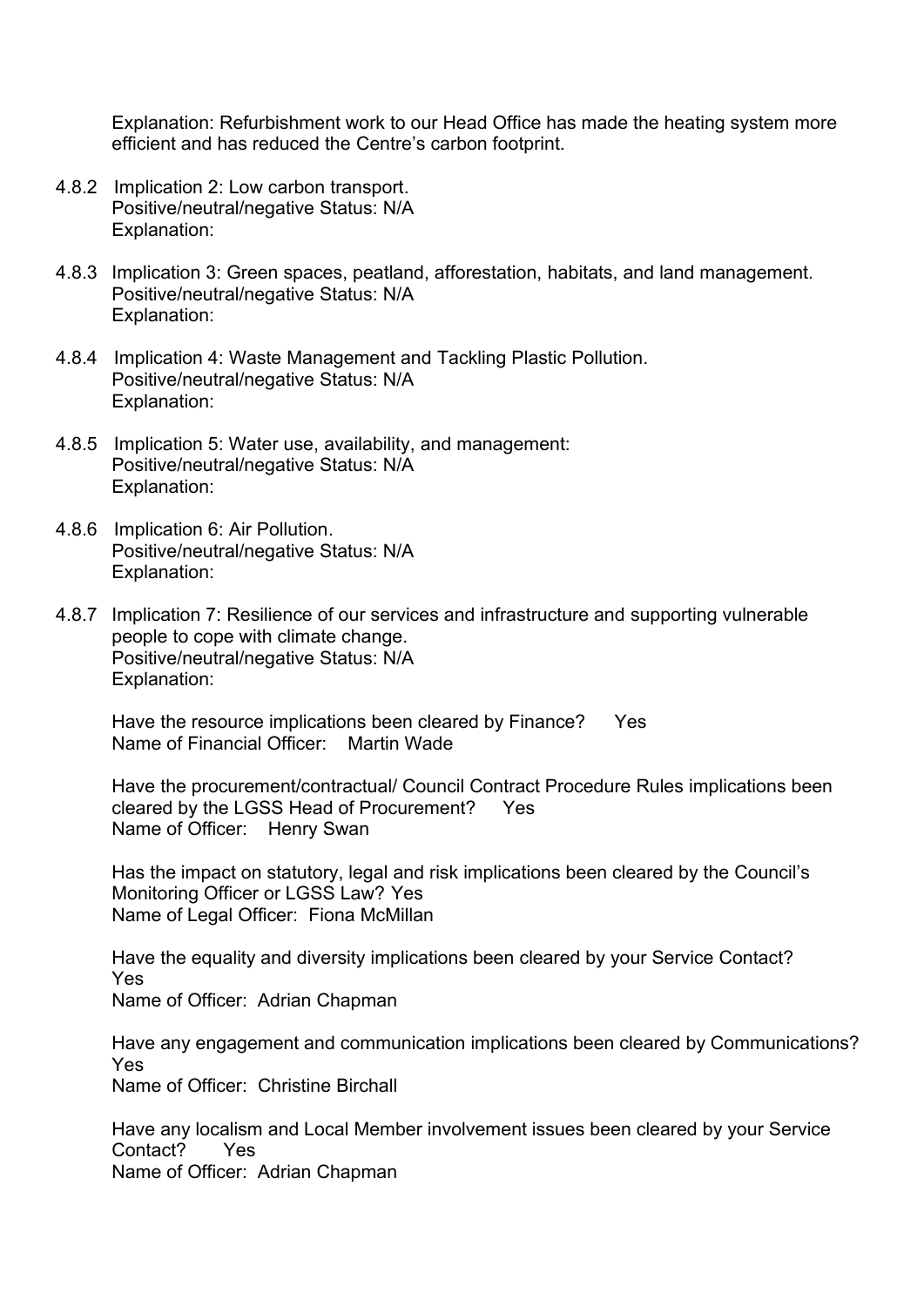Explanation: Refurbishment work to our Head Office has made the heating system more efficient and has reduced the Centre's carbon footprint.

4.8.2 Implication 2: Low carbon transport.
Positive/neutral/negative Status: N/A
Explanation:

4.8.3 Implication 3: Green spaces, peatland, afforestation, habitats, and land management.
Positive/neutral/negative Status: N/A
Explanation:

4.8.4 Implication 4: Waste Management and Tackling Plastic Pollution.
Positive/neutral/negative Status: N/A
Explanation:

4.8.5 Implication 5: Water use, availability, and management:
Positive/neutral/negative Status: N/A
Explanation:

4.8.6 Implication 6: Air Pollution.
Positive/neutral/negative Status: N/A
Explanation:

4.8.7 Implication 7: Resilience of our services and infrastructure and supporting vulnerable people to cope with climate change.
Positive/neutral/negative Status: N/A
Explanation:

Have the resource implications been cleared by Finance? Yes
Name of Financial Officer: Martin Wade

Have the procurement/contractual/ Council Contract Procedure Rules implications been cleared by the LGSS Head of Procurement? Yes
Name of Officer: Henry Swan

Has the impact on statutory, legal and risk implications been cleared by the Council's Monitoring Officer or LGSS Law? Yes
Name of Legal Officer: Fiona McMillan

Have the equality and diversity implications been cleared by your Service Contact? Yes
Name of Officer: Adrian Chapman

Have any engagement and communication implications been cleared by Communications? Yes
Name of Officer: Christine Birchall

Have any localism and Local Member involvement issues been cleared by your Service Contact? Yes
Name of Officer: Adrian Chapman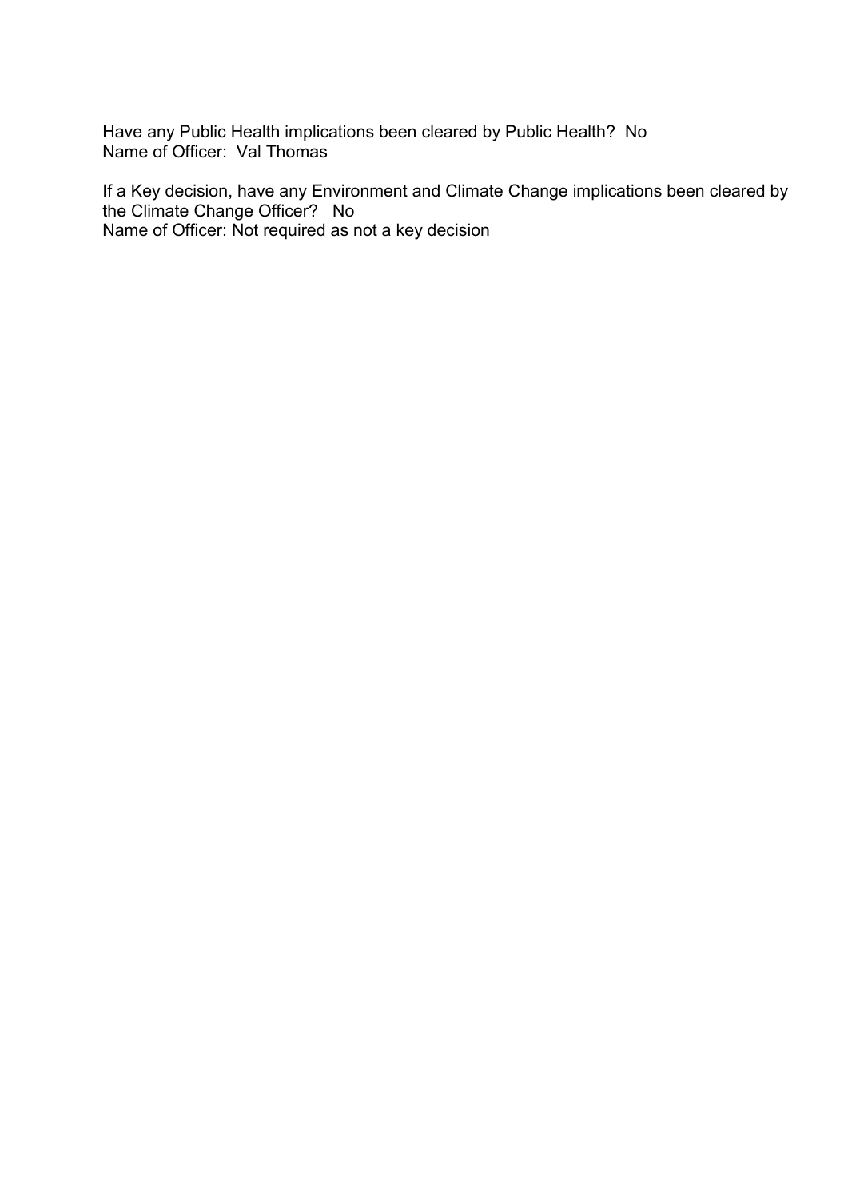Have any Public Health implications been cleared by Public Health? No
Name of Officer: Val Thomas

If a Key decision, have any Environment and Climate Change implications been cleared by the Climate Change Officer? No
Name of Officer: Not required as not a key decision